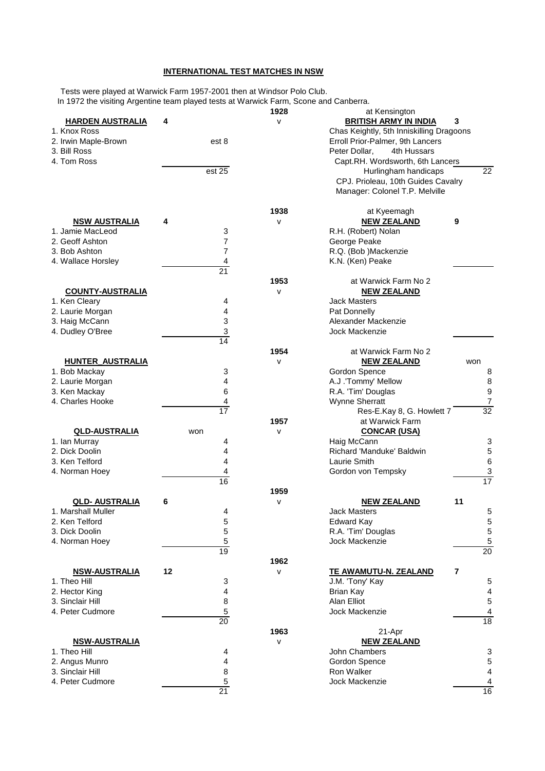# INTERNATIONAL TEST MATCHES IN NSW

Tests were played at Warwick Farm 1957-2001 then at Windsor Polo Club.
In 1972 the visiting Argentine team played tests at Warwick Farm, Scone and Canberra.

| Team | Score | Hcp | Year | Opponent | Score | Hcp |
|---|---|---|---|---|---|---|
| | | | **1928** | at Kensington | | |
| **HARDEN AUSTRALIA** | 4 | | v | **BRITISH ARMY IN INDIA** | 3 | |
| 1. Knox Ross | | | | Chas Keightly, 5th Inniskilling Dragoons | | |
| 2. Irwin Maple-Brown | | est 8 | | Erroll Prior-Palmer, 9th Lancers | | |
| 3. Bill Ross | | | | Peter Dollar, 4th Hussars | | |
| 4. Tom Ross | | | | Capt.RH. Wordsworth, 6th Lancers | | |
| | | est 25 | | Hurlingham handicaps | | 22 |
| | | | | CPJ. Prioleau, 10th Guides Cavalry | | |
| | | | | Manager: Colonel T.P. Melville | | |
| | | | **1938** | at Kyeemagh | | |
| **NSW AUSTRALIA** | 4 | | v | **NEW ZEALAND** | 9 | |
| 1. Jamie MacLeod | | 3 | | R.H. (Robert) Nolan | | |
| 2. Geoff Ashton | | 7 | | George Peake | | |
| 3. Bob Ashton | | 7 | | R.Q. (Bob )Mackenzie | | |
| 4. Wallace Horsley | | 4 | | K.N. (Ken) Peake | | |
| | | 21 | | | | |
| | | | **1953** | at Warwick Farm No 2 | | |
| **COUNTY-AUSTRALIA** | | | v | **NEW ZEALAND** | | |
| 1. Ken Cleary | | 4 | | Jack Masters | | |
| 2. Laurie Morgan | | 4 | | Pat Donnelly | | |
| 3. Haig McCann | | 3 | | Alexander Mackenzie | | |
| 4. Dudley O'Bree | | 3 | | Jock Mackenzie | | |
| | | 14 | | | | |
| | | | **1954** | at Warwick Farm No 2 | | |
| **HUNTER_AUSTRALIA** | | | v | **NEW ZEALAND** | won | |
| 1. Bob Mackay | | 3 | | Gordon Spence | | 8 |
| 2. Laurie Morgan | | 4 | | A.J .'Tommy' Mellow | | 8 |
| 3. Ken Mackay | | 6 | | R.A. 'Tim' Douglas | | 9 |
| 4. Charles Hooke | | 4 | | Wynne Sherratt | | 7 |
| | | 17 | | Res-E.Kay 8, G. Howlett 7 | | 32 |
| | | | **1957** | at Warwick Farm | | |
| **QLD-AUSTRALIA** | won | | v | **CONCAR (USA)** | | |
| 1. Ian Murray | | 4 | | Haig McCann | | 3 |
| 2. Dick Doolin | | 4 | | Richard 'Manduke' Baldwin | | 5 |
| 3. Ken Telford | | 4 | | Laurie Smith | | 6 |
| 4. Norman Hoey | | 4 | | Gordon von Tempsky | | 3 |
| | | 16 | | | | 17 |
| | | | **1959** | | | |
| **QLD- AUSTRALIA** | 6 | | v | **NEW ZEALAND** | 11 | |
| 1. Marshall Muller | | 4 | | Jack Masters | | 5 |
| 2. Ken Telford | | 5 | | Edward Kay | | 5 |
| 3. Dick Doolin | | 5 | | R.A. 'Tim' Douglas | | 5 |
| 4. Norman Hoey | | 5 | | Jock Mackenzie | | 5 |
| | | 19 | | | | 20 |
| | | | **1962** | | | |
| **NSW-AUSTRALIA** | 12 | | v | **TE AWAMUTU-N. ZEALAND** | 7 | |
| 1. Theo Hill | | 3 | | J.M. 'Tony' Kay | | 5 |
| 2. Hector King | | 4 | | Brian Kay | | 4 |
| 3. Sinclair Hill | | 8 | | Alan Elliot | | 5 |
| 4. Peter Cudmore | | 5 | | Jock Mackenzie | | 4 |
| | | 20 | | | | 18 |
| | | | **1963** | 21-Apr | | |
| **NSW-AUSTRALIA** | | | v | **NEW ZEALAND** | | |
| 1. Theo Hill | | 4 | | John Chambers | | 3 |
| 2. Angus Munro | | 4 | | Gordon Spence | | 5 |
| 3. Sinclair Hill | | 8 | | Ron Walker | | 4 |
| 4. Peter Cudmore | | 5 | | Jock Mackenzie | | 4 |
| | | 21 | | | | 16 |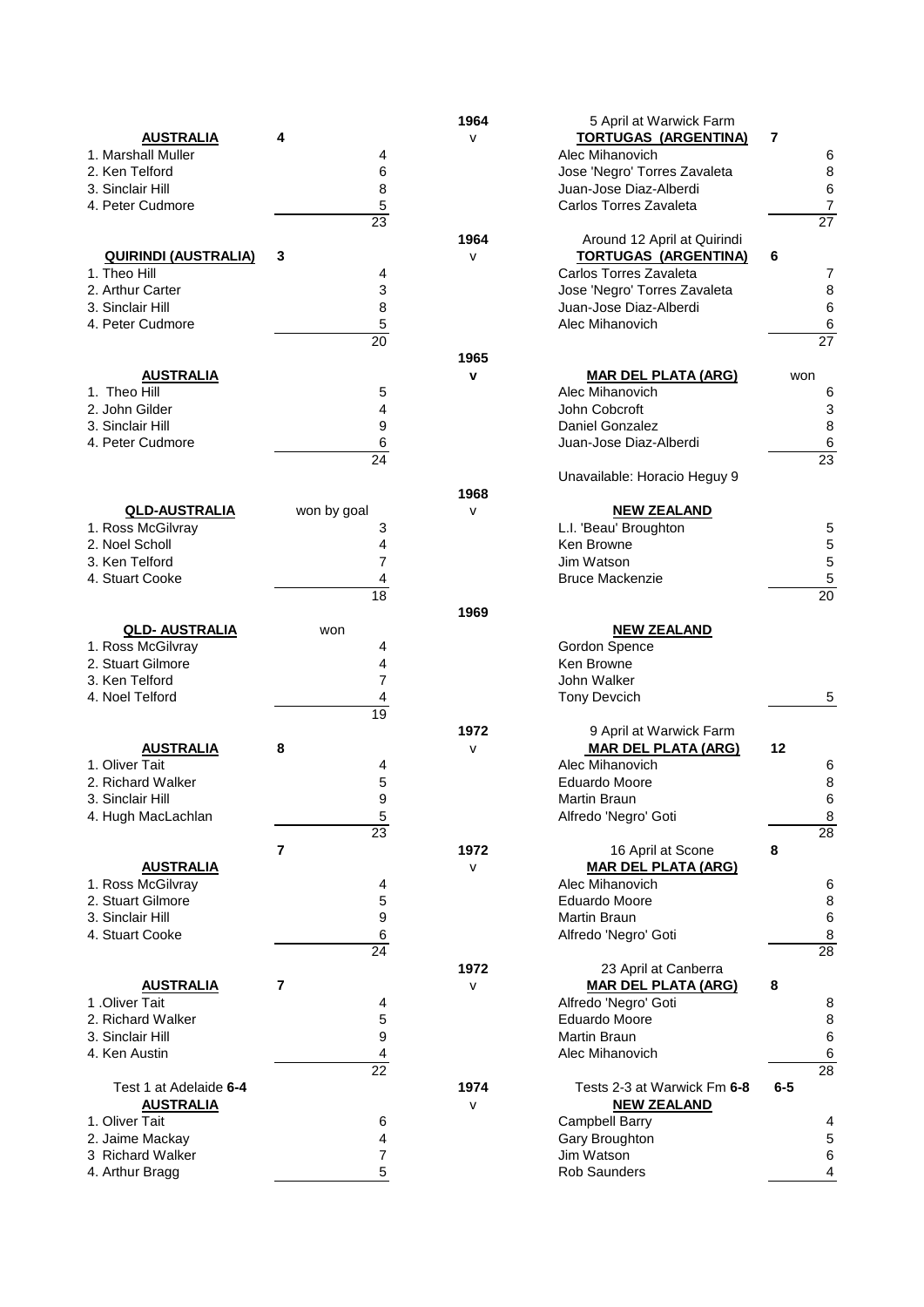| AUSTRALIA | 4 | | 1964 | 5 April at Warwick Farm | | |
|---|---|---|---|---|---|---|
| | | | v | **TORTUGAS (ARGENTINA)** | 7 | |
| 1. Marshall Muller | | 4 | | Alec Mihanovich | | 6 |
| 2. Ken Telford | | 6 | | Jose 'Negro' Torres Zavaleta | | 8 |
| 3. Sinclair Hill | | 8 | | Juan-Jose Diaz-Alberdi | | 6 |
| 4. Peter Cudmore | | 5 | | Carlos Torres Zavaleta | | 7 |
| | | 23 | | | | 27 |
| | | | 1964 | Around 12 April at Quirindi | | |
| **QUIRINDI (AUSTRALIA)** | 3 | | v | **TORTUGAS (ARGENTINA)** | 6 | |
| 1. Theo Hill | | 4 | | Carlos Torres Zavaleta | | 7 |
| 2. Arthur Carter | | 3 | | Jose 'Negro' Torres Zavaleta | | 8 |
| 3. Sinclair Hill | | 8 | | Juan-Jose Diaz-Alberdi | | 6 |
| 4. Peter Cudmore | | 5 | | Alec Mihanovich | | 6 |
| | | 20 | | | | 27 |
| | | | 1965 | | | |
| **AUSTRALIA** | | | v | **MAR DEL PLATA (ARG)** | won | |
| 1. Theo Hill | | 5 | | Alec Mihanovich | | 6 |
| 2. John Gilder | | 4 | | John Cobcroft | | 3 |
| 3. Sinclair Hill | | 9 | | Daniel Gonzalez | | 8 |
| 4. Peter Cudmore | | 6 | | Juan-Jose Diaz-Alberdi | | 6 |
| | | 24 | | | | 23 |
| | | | | Unavailable: Horacio Heguy 9 | | |
| | | | 1968 | | | |
| **QLD-AUSTRALIA** | won by goal | | v | **NEW ZEALAND** | | |
| 1. Ross McGilvray | | 3 | | L.I. 'Beau' Broughton | | 5 |
| 2. Noel Scholl | | 4 | | Ken Browne | | 5 |
| 3. Ken Telford | | 7 | | Jim Watson | | 5 |
| 4. Stuart Cooke | | 4 | | Bruce Mackenzie | | 5 |
| | | 18 | | | | 20 |
| | | | 1969 | | | |
| **QLD- AUSTRALIA** | won | | | **NEW ZEALAND** | | |
| 1. Ross McGilvray | | 4 | | Gordon Spence | | |
| 2. Stuart Gilmore | | 4 | | Ken Browne | | |
| 3. Ken Telford | | 7 | | John Walker | | |
| 4. Noel Telford | | 4 | | Tony Devcich | | 5 |
| | | 19 | | | | |
| | | | 1972 | 9 April at Warwick Farm | | |
| **AUSTRALIA** | 8 | | v | **MAR DEL PLATA (ARG)** | 12 | |
| 1. Oliver Tait | | 4 | | Alec Mihanovich | | 6 |
| 2. Richard Walker | | 5 | | Eduardo Moore | | 8 |
| 3. Sinclair Hill | | 9 | | Martin Braun | | 6 |
| 4. Hugh MacLachlan | | 5 | | Alfredo 'Negro' Goti | | 8 |
| | | 23 | | | | 28 |
| | 7 | | 1972 | 16 April at Scone | 8 | |
| **AUSTRALIA** | | | v | **MAR DEL PLATA (ARG)** | | |
| 1. Ross McGilvray | | 4 | | Alec Mihanovich | | 6 |
| 2. Stuart Gilmore | | 5 | | Eduardo Moore | | 8 |
| 3. Sinclair Hill | | 9 | | Martin Braun | | 6 |
| 4. Stuart Cooke | | 6 | | Alfredo 'Negro' Goti | | 8 |
| | | 24 | | | | 28 |
| | | | 1972 | 23 April at Canberra | | |
| **AUSTRALIA** | 7 | | v | **MAR DEL PLATA (ARG)** | 8 | |
| 1 .Oliver Tait | | 4 | | Alfredo 'Negro' Goti | | 8 |
| 2. Richard Walker | | 5 | | Eduardo Moore | | 8 |
| 3. Sinclair Hill | | 9 | | Martin Braun | | 6 |
| 4. Ken Austin | | 4 | | Alec Mihanovich | | 6 |
| | | 22 | | | | 28 |
| Test 1 at Adelaide **6-4** | | | 1974 | Tests 2-3 at Warwick Fm **6-8** | 6-5 | |
| **AUSTRALIA** | | | v | **NEW ZEALAND** | | |
| 1. Oliver Tait | | 6 | | Campbell Barry | | 4 |
| 2. Jaime Mackay | | 4 | | Gary Broughton | | 5 |
| 3 Richard Walker | | 7 | | Jim Watson | | 6 |
| 4. Arthur Bragg | | 5 | | Rob Saunders | | 4 |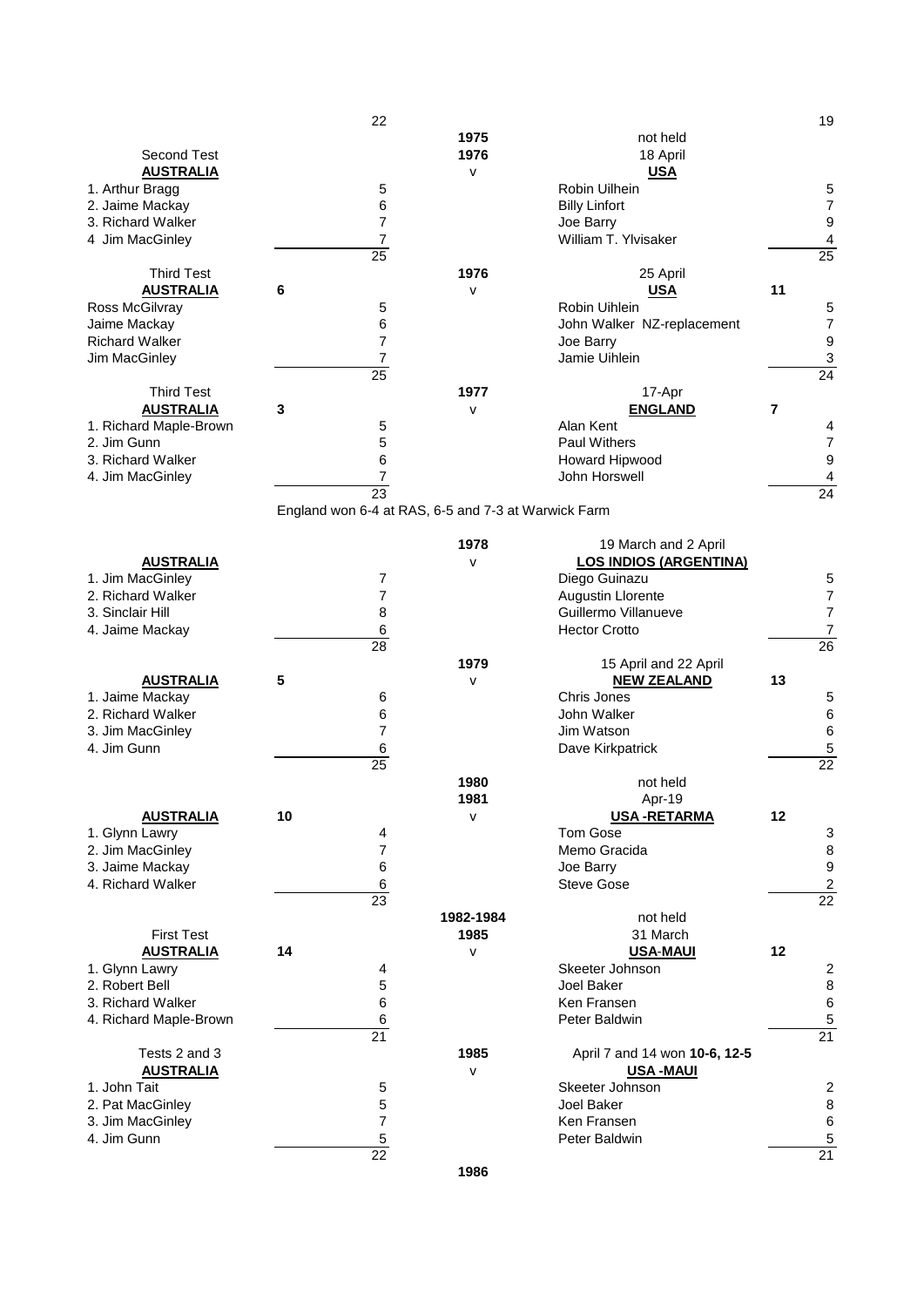| | | | | | |
|---|---|---|---|---|---|
| | | 22 | | | | 19 |
| | | | 1975 | not held | | |
| Second Test | | | 1976 | 18 April | | |
| **AUSTRALIA** | | | v | **USA** | | |
| 1. Arthur Bragg | | 5 | | Robin Uilhein | | 5 |
| 2. Jaime Mackay | | 6 | | Billy Linfort | | 7 |
| 3. Richard Walker | | 7 | | Joe Barry | | 9 |
| 4 Jim MacGinley | | 7 | | William T. Ylvisaker | | 4 |
| | | 25 | | | | 25 |
| Third Test | | | 1976 | 25 April | | |
| **AUSTRALIA** | **6** | | v | **USA** | **11** | |
| Ross McGilvray | | 5 | | Robin Uihlein | | 5 |
| Jaime Mackay | | 6 | | John Walker NZ-replacement | | 7 |
| Richard Walker | | 7 | | Joe Barry | | 9 |
| Jim MacGinley | | 7 | | Jamie Uihlein | | 3 |
| | | 25 | | | | 24 |
| Third Test | | | 1977 | 17-Apr | | |
| **AUSTRALIA** | **3** | | v | **ENGLAND** | **7** | |
| 1. Richard Maple-Brown | | 5 | | Alan Kent | | 4 |
| 2. Jim Gunn | | 5 | | Paul Withers | | 7 |
| 3. Richard Walker | | 6 | | Howard Hipwood | | 9 |
| 4. Jim MacGinley | | 7 | | John Horswell | | 4 |
| | | 23 | | | | 24 |
| | England won 6-4 at RAS, 6-5 and 7-3 at Warwick Farm | | | | | |
| | | | 1978 | 19 March and 2 April | | |
| **AUSTRALIA** | | | v | **LOS INDIOS (ARGENTINA)** | | |
| 1. Jim MacGinley | | 7 | | Diego Guinazu | | 5 |
| 2. Richard Walker | | 7 | | Augustin Llorente | | 7 |
| 3. Sinclair Hill | | 8 | | Guillermo Villanueve | | 7 |
| 4. Jaime Mackay | | 6 | | Hector Crotto | | 7 |
| | | 28 | | | | 26 |
| | | | 1979 | 15 April and 22 April | | |
| **AUSTRALIA** | **5** | | v | **NEW ZEALAND** | **13** | |
| 1. Jaime Mackay | | 6 | | Chris Jones | | 5 |
| 2. Richard Walker | | 6 | | John Walker | | 6 |
| 3. Jim MacGinley | | 7 | | Jim Watson | | 6 |
| 4. Jim Gunn | | 6 | | Dave Kirkpatrick | | 5 |
| | | 25 | | | | 22 |
| | | | 1980 | not held | | |
| | | | 1981 | Apr-19 | | |
| **AUSTRALIA** | **10** | | v | **USA -RETARMA** | **12** | |
| 1. Glynn Lawry | | 4 | | Tom Gose | | 3 |
| 2. Jim MacGinley | | 7 | | Memo Gracida | | 8 |
| 3. Jaime Mackay | | 6 | | Joe Barry | | 9 |
| 4. Richard Walker | | 6 | | Steve Gose | | 2 |
| | | 23 | | | | 22 |
| | | | 1982-1984 | not held | | |
| First Test | | | 1985 | 31 March | | |
| **AUSTRALIA** | **14** | | v | **USA-MAUI** | **12** | |
| 1. Glynn Lawry | | 4 | | Skeeter Johnson | | 2 |
| 2. Robert Bell | | 5 | | Joel Baker | | 8 |
| 3. Richard Walker | | 6 | | Ken Fransen | | 6 |
| 4. Richard Maple-Brown | | 6 | | Peter Baldwin | | 5 |
| | | 21 | | | | 21 |
| Tests 2 and 3 | | | 1985 | April 7 and 14 won **10-6, 12-5** | | |
| **AUSTRALIA** | | | v | **USA -MAUI** | | |
| 1. John Tait | | 5 | | Skeeter Johnson | | 2 |
| 2. Pat MacGinley | | 5 | | Joel Baker | | 8 |
| 3. Jim MacGinley | | 7 | | Ken Fransen | | 6 |
| 4. Jim Gunn | | 5 | | Peter Baldwin | | 5 |
| | | 22 | | | | 21 |
| | | | 1986 | | | |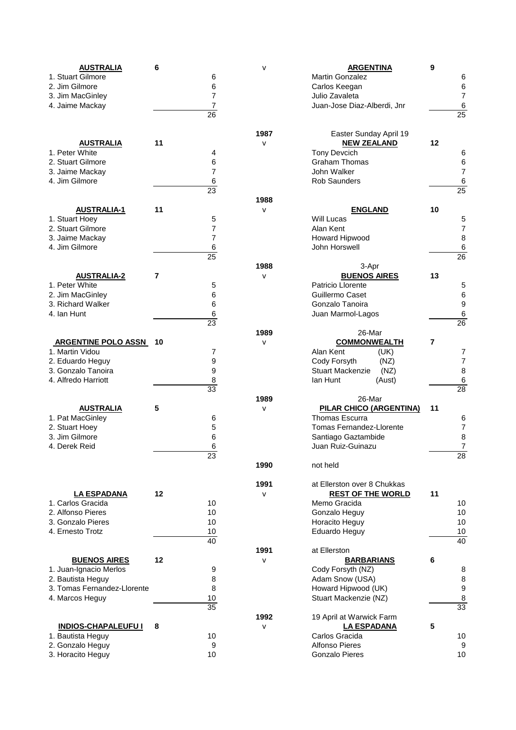| Team | Score | Handicap | Year | Team | Score | Handicap |
|---|---|---|---|---|---|---|
| **AUSTRALIA** | 6 | | v | **ARGENTINA** | 9 | |
| 1. Stuart Gilmore | | 6 | | Martin Gonzalez | | 6 |
| 2. Jim Gilmore | | 6 | | Carlos Keegan | | 6 |
| 3. Jim MacGinley | | 7 | | Julio Zavaleta | | 7 |
| 4. Jaime Mackay | | 7 | | Juan-Jose Diaz-Alberdi, Jnr | | 6 |
| | | 26 | | | | 25 |
| | | | 1987 | Easter Sunday April 19 | | |
| **AUSTRALIA** | 11 | | v | **NEW ZEALAND** | 12 | |
| 1. Peter White | | 4 | | Tony Devcich | | 6 |
| 2. Stuart Gilmore | | 6 | | Graham Thomas | | 6 |
| 3. Jaime Mackay | | 7 | | John Walker | | 7 |
| 4. Jim Gilmore | | 6 | | Rob Saunders | | 6 |
| | | 23 | | | | 25 |
| | | | 1988 | | | |
| **AUSTRALIA-1** | 11 | | v | **ENGLAND** | 10 | |
| 1. Stuart Hoey | | 5 | | Will Lucas | | 5 |
| 2. Stuart Gilmore | | 7 | | Alan Kent | | 7 |
| 3. Jaime Mackay | | 7 | | Howard Hipwood | | 8 |
| 4. Jim Gilmore | | 6 | | John Horswell | | 6 |
| | | 25 | | | | 26 |
| | | | 1988 | 3-Apr | | |
| **AUSTRALIA-2** | 7 | | v | **BUENOS AIRES** | 13 | |
| 1. Peter White | | 5 | | Patricio Llorente | | 5 |
| 2. Jim MacGinley | | 6 | | Guillermo Caset | | 6 |
| 3. Richard Walker | | 6 | | Gonzalo Tanoira | | 9 |
| 4. Ian Hunt | | 6 | | Juan Marmol-Lagos | | 6 |
| | | 23 | | | | 26 |
| | | | 1989 | 26-Mar | | |
| **ARGENTINE POLO ASSN** | 10 | | v | **COMMONWEALTH** | 7 | |
| 1. Martin Vidou | | 7 | | Alan Kent (UK) | | 7 |
| 2. Eduardo Heguy | | 9 | | Cody Forsyth (NZ) | | 7 |
| 3. Gonzalo Tanoira | | 9 | | Stuart Mackenzie (NZ) | | 8 |
| 4. Alfredo Harriott | | 8 | | Ian Hunt (Aust) | | 6 |
| | | 33 | | | | 28 |
| | | | 1989 | 26-Mar | | |
| **AUSTRALIA** | 5 | | v | **PILAR CHICO (ARGENTINA)** | 11 | |
| 1. Pat MacGinley | | 6 | | Thomas Escurra | | 6 |
| 2. Stuart Hoey | | 5 | | Tomas Fernandez-Llorente | | 7 |
| 3. Jim Gilmore | | 6 | | Santiago Gaztambide | | 8 |
| 4. Derek Reid | | 6 | | Juan Ruiz-Guinazu | | 7 |
| | | 23 | | | | 28 |
| | | | 1990 | not held | | |
| | | | 1991 | at Ellerston over 8 Chukkas | | |
| **LA ESPADANA** | 12 | | v | **REST OF THE WORLD** | 11 | |
| 1. Carlos Gracida | | 10 | | Memo Gracida | | 10 |
| 2. Alfonso Pieres | | 10 | | Gonzalo Heguy | | 10 |
| 3. Gonzalo Pieres | | 10 | | Horacito Heguy | | 10 |
| 4. Ernesto Trotz | | 10 | | Eduardo Heguy | | 10 |
| | | 40 | | | | 40 |
| | | | 1991 | at Ellerston | | |
| **BUENOS AIRES** | 12 | | v | **BARBARIANS** | 6 | |
| 1. Juan-Ignacio Merlos | | 9 | | Cody Forsyth (NZ) | | 8 |
| 2. Bautista Heguy | | 8 | | Adam Snow (USA) | | 8 |
| 3. Tomas Fernandez-Llorente | | 8 | | Howard Hipwood (UK) | | 9 |
| 4. Marcos Heguy | | 10 | | Stuart Mackenzie (NZ) | | 8 |
| | | 35 | | | | 33 |
| | | | 1992 | 19 April at Warwick Farm | | |
| **INDIOS-CHAPALEUFU I** | 8 | | v | **LA ESPADANA** | 5 | |
| 1. Bautista Heguy | | 10 | | Carlos Gracida | | 10 |
| 2. Gonzalo Heguy | | 9 | | Alfonso Pieres | | 9 |
| 3. Horacito Heguy | | 10 | | Gonzalo Pieres | | 10 |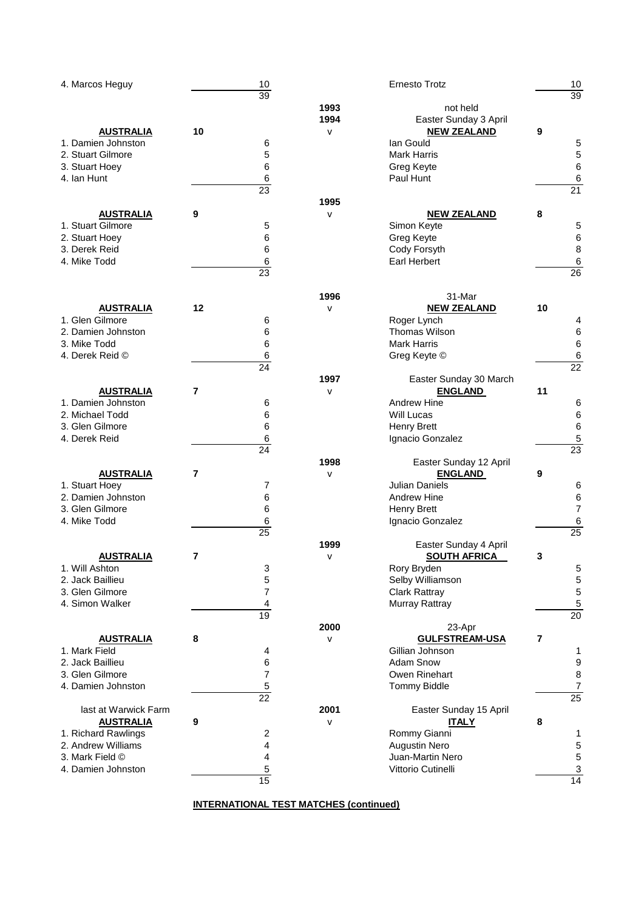| | | | | | |
|---|---|---|---|---|---|
| 4. Marcos Heguy | | 10 | | Ernesto Trotz | 10 |
| | | 39 | | | 39 |
| | | | 1993 | not held | |
| | | | 1994 | Easter Sunday 3 April | |
| **AUSTRALIA** | 10 | | v | **NEW ZEALAND** | 9 |
| 1. Damien Johnston | | 6 | | Ian Gould | 5 |
| 2. Stuart Gilmore | | 5 | | Mark Harris | 5 |
| 3. Stuart Hoey | | 6 | | Greg Keyte | 6 |
| 4. Ian Hunt | | 6 | | Paul Hunt | 6 |
| | | 23 | | | 21 |
| | | | 1995 | | |
| **AUSTRALIA** | 9 | | v | **NEW ZEALAND** | 8 |
| 1. Stuart Gilmore | | 5 | | Simon Keyte | 5 |
| 2. Stuart Hoey | | 6 | | Greg Keyte | 6 |
| 3. Derek Reid | | 6 | | Cody Forsyth | 8 |
| 4. Mike Todd | | 6 | | Earl Herbert | 6 |
| | | 23 | | | 26 |
| | | | 1996 | 31-Mar | |
| **AUSTRALIA** | 12 | | v | **NEW ZEALAND** | 10 |
| 1. Glen Gilmore | | 6 | | Roger Lynch | 4 |
| 2. Damien Johnston | | 6 | | Thomas Wilson | 6 |
| 3. Mike Todd | | 6 | | Mark Harris | 6 |
| 4. Derek Reid © | | 6 | | Greg Keyte © | 6 |
| | | 24 | | | 22 |
| | | | 1997 | Easter Sunday 30 March | |
| **AUSTRALIA** | 7 | | v | **ENGLAND** | 11 |
| 1. Damien Johnston | | 6 | | Andrew Hine | 6 |
| 2. Michael Todd | | 6 | | Will Lucas | 6 |
| 3. Glen Gilmore | | 6 | | Henry Brett | 6 |
| 4. Derek Reid | | 6 | | Ignacio Gonzalez | 5 |
| | | 24 | | | 23 |
| | | | 1998 | Easter Sunday 12 April | |
| **AUSTRALIA** | 7 | | v | **ENGLAND** | 9 |
| 1. Stuart Hoey | | 7 | | Julian Daniels | 6 |
| 2. Damien Johnston | | 6 | | Andrew Hine | 6 |
| 3. Glen Gilmore | | 6 | | Henry Brett | 7 |
| 4. Mike Todd | | 6 | | Ignacio Gonzalez | 6 |
| | | 25 | | | 25 |
| | | | 1999 | Easter Sunday 4 April | |
| **AUSTRALIA** | 7 | | v | **SOUTH AFRICA** | 3 |
| 1. Will Ashton | | 3 | | Rory Bryden | 5 |
| 2. Jack Baillieu | | 5 | | Selby Williamson | 5 |
| 3. Glen Gilmore | | 7 | | Clark Rattray | 5 |
| 4. Simon Walker | | 4 | | Murray Rattray | 5 |
| | | 19 | | | 20 |
| | | | 2000 | 23-Apr | |
| **AUSTRALIA** | 8 | | v | **GULFSTREAM-USA** | 7 |
| 1. Mark Field | | 4 | | Gillian Johnson | 1 |
| 2. Jack Baillieu | | 6 | | Adam Snow | 9 |
| 3. Glen Gilmore | | 7 | | Owen Rinehart | 8 |
| 4. Damien Johnston | | 5 | | Tommy Biddle | 7 |
| | | 22 | | | 25 |
| last at Warwick Farm | | | 2001 | Easter Sunday 15 April | |
| **AUSTRALIA** | 9 | | v | **ITALY** | 8 |
| 1. Richard Rawlings | | 2 | | Rommy Gianni | 1 |
| 2. Andrew Williams | | 4 | | Augustin Nero | 5 |
| 3. Mark Field © | | 4 | | Juan-Martin Nero | 5 |
| 4. Damien Johnston | | 5 | | Vittorio Cutinelli | 3 |
| | | 15 | | | 14 |

**INTERNATIONAL TEST MATCHES (continued)**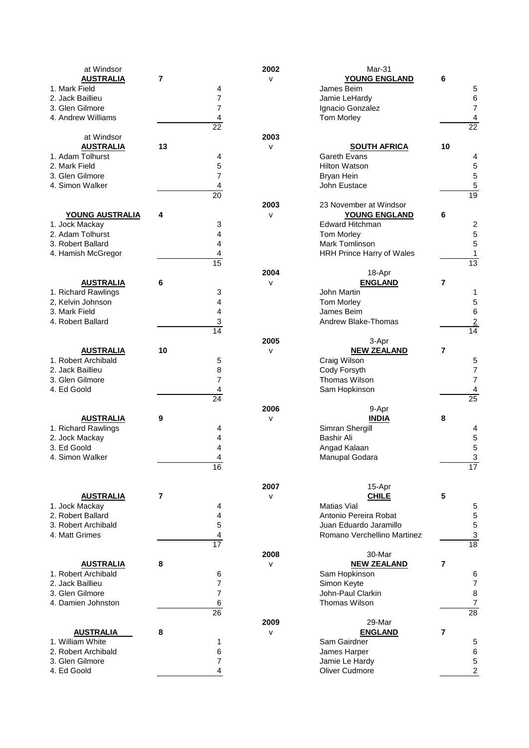| at Windsor | | | 2002 | Mar-31 | | |
|---|---|---|---|---|---|---|
| **AUSTRALIA** | **7** | | v | **YOUNG ENGLAND** | **6** | |
| 1. Mark Field | | 4 | | James Beim | | 5 |
| 2. Jack Baillieu | | 7 | | Jamie LeHardy | | 6 |
| 3. Glen Gilmore | | 7 | | Ignacio Gonzalez | | 7 |
| 4. Andrew Williams | | 4 | | Tom Morley | | 4 |
| | | 22 | | | | 22 |
| at Windsor | | | 2003 | | | |
| **AUSTRALIA** | **13** | | v | **SOUTH AFRICA** | **10** | |
| 1. Adam Tolhurst | | 4 | | Gareth Evans | | 4 |
| 2. Mark Field | | 5 | | Hilton Watson | | 5 |
| 3. Glen Gilmore | | 7 | | Bryan Hein | | 5 |
| 4. Simon Walker | | 4 | | John Eustace | | 5 |
| | | 20 | | | | 19 |
| | | | 2003 | 23 November at Windsor | | |
| **YOUNG AUSTRALIA** | **4** | | v | **YOUNG ENGLAND** | **6** | |
| 1. Jock Mackay | | 3 | | Edward Hitchman | | 2 |
| 2. Adam Tolhurst | | 4 | | Tom Morley | | 5 |
| 3. Robert Ballard | | 4 | | Mark Tomlinson | | 5 |
| 4. Hamish McGregor | | 4 | | HRH Prince Harry of Wales | | 1 |
| | | 15 | | | | 13 |
| | | | 2004 | 18-Apr | | |
| **AUSTRALIA** | **6** | | v | **ENGLAND** | **7** | |
| 1. Richard Rawlings | | 3 | | John Martin | | 1 |
| 2, Kelvin Johnson | | 4 | | Tom Morley | | 5 |
| 3. Mark Field | | 4 | | James Beim | | 6 |
| 4. Robert Ballard | | 3 | | Andrew Blake-Thomas | | 2 |
| | | 14 | | | | 14 |
| | | | 2005 | 3-Apr | | |
| **AUSTRALIA** | **10** | | v | **NEW ZEALAND** | **7** | |
| 1. Robert Archibald | | 5 | | Craig Wilson | | 5 |
| 2. Jack Baillieu | | 8 | | Cody Forsyth | | 7 |
| 3. Glen Gilmore | | 7 | | Thomas Wilson | | 7 |
| 4. Ed Goold | | 4 | | Sam Hopkinson | | 4 |
| | | 24 | | | | 25 |
| | | | 2006 | 9-Apr | | |
| **AUSTRALIA** | **9** | | v | **INDIA** | **8** | |
| 1. Richard Rawlings | | 4 | | Simran Shergill | | 4 |
| 2. Jock Mackay | | 4 | | Bashir Ali | | 5 |
| 3. Ed Goold | | 4 | | Angad Kalaan | | 5 |
| 4. Simon Walker | | 4 | | Manupal Godara | | 3 |
| | | 16 | | | | 17 |
| | | | 2007 | 15-Apr | | |
| **AUSTRALIA** | **7** | | v | **CHILE** | **5** | |
| 1. Jock Mackay | | 4 | | Matias Vial | | 5 |
| 2. Robert Ballard | | 4 | | Antonio Pereira Robat | | 5 |
| 3. Robert Archibald | | 5 | | Juan Eduardo Jaramillo | | 5 |
| 4. Matt Grimes | | 4 | | Romano Verchellino Martinez | | 3 |
| | | 17 | | | | 18 |
| | | | 2008 | 30-Mar | | |
| **AUSTRALIA** | **8** | | v | **NEW ZEALAND** | **7** | |
| 1. Robert Archibald | | 6 | | Sam Hopkinson | | 6 |
| 2. Jack Baillieu | | 7 | | Simon Keyte | | 7 |
| 3. Glen Gilmore | | 7 | | John-Paul Clarkin | | 8 |
| 4. Damien Johnston | | 6 | | Thomas Wilson | | 7 |
| | | 26 | | | | 28 |
| | | | 2009 | 29-Mar | | |
| **AUSTRALIA** | **8** | | v | **ENGLAND** | **7** | |
| 1. William White | | 1 | | Sam Gairdner | | 5 |
| 2. Robert Archibald | | 6 | | James Harper | | 6 |
| 3. Glen Gilmore | | 7 | | Jamie Le Hardy | | 5 |
| 4. Ed Goold | | 4 | | Oliver Cudmore | | 2 |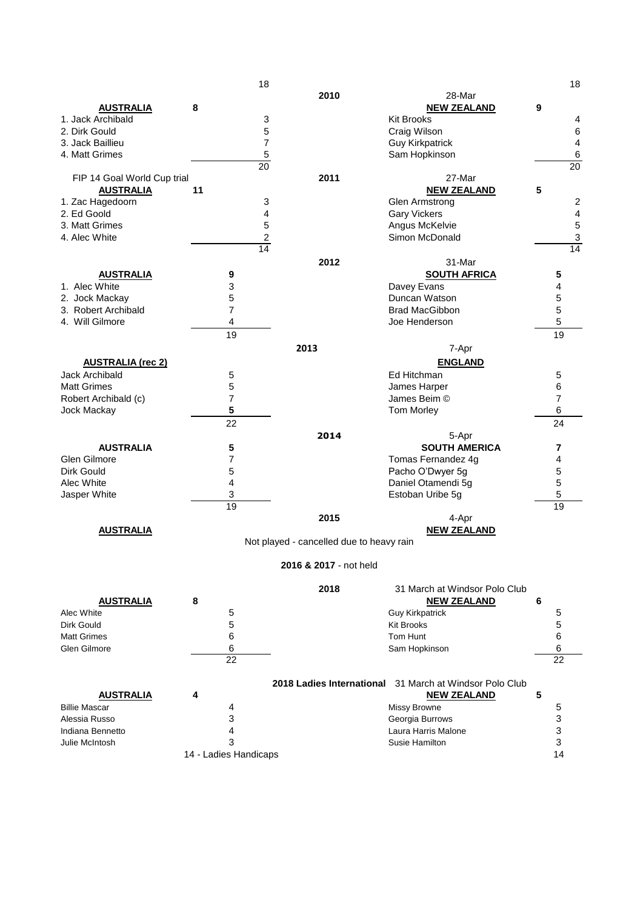18 | | 18

## 2010 — 28-Mar

| **AUSTRALIA** | 8 | **NEW ZEALAND** | 9 |
|---|---|---|---|
| 1. Jack Archibald | 3 | Kit Brooks | 4 |
| 2. Dirk Gould | 5 | Craig Wilson | 6 |
| 3. Jack Baillieu | 7 | Guy Kirkpatrick | 4 |
| 4. Matt Grimes | 5 | Sam Hopkinson | 6 |
| | 20 | | 20 |

## 2011 — 27-Mar

FIP 14 Goal World Cup trial

| **AUSTRALIA** | 11 | **NEW ZEALAND** | 5 |
|---|---|---|---|
| 1. Zac Hagedoorn | 3 | Glen Armstrong | 2 |
| 2. Ed Goold | 4 | Gary Vickers | 4 |
| 3. Matt Grimes | 5 | Angus McKelvie | 5 |
| 4. Alec White | 2 | Simon McDonald | 3 |
| | 14 | | 14 |

## 2012 — 31-Mar

| **AUSTRALIA** | **9** | **SOUTH AFRICA** | **5** |
|---|---|---|---|
| 1. Alec White | 3 | Davey Evans | 4 |
| 2. Jock Mackay | 5 | Duncan Watson | 5 |
| 3. Robert Archibald | 7 | Brad MacGibbon | 5 |
| 4. Will Gilmore | 4 | Joe Henderson | 5 |
| | 19 | | 19 |

## 2013 — 7-Apr

| **AUSTRALIA (rec 2)** | | **ENGLAND** | |
|---|---|---|---|
| Jack Archibald | 5 | Ed Hitchman | 5 |
| Matt Grimes | 5 | James Harper | 6 |
| Robert Archibald (c) | 7 | James Beim © | 7 |
| Jock Mackay | **5** | Tom Morley | 6 |
| | 22 | | 24 |

## 2014 — 5-Apr

| **AUSTRALIA** | **5** | **SOUTH AMERICA** | **7** |
|---|---|---|---|
| Glen Gilmore | 7 | Tomas Fernandez 4g | 4 |
| Dirk Gould | 5 | Pacho O'Dwyer 5g | 5 |
| Alec White | 4 | Daniel Otamendi 5g | 5 |
| Jasper White | 3 | Estoban Uribe 5g | 5 |
| | 19 | | 19 |

## 2015 — 4-Apr

**AUSTRALIA** — **NEW ZEALAND**

Not played - cancelled due to heavy rain

**2016 & 2017** - not held

## 2018 — 31 March at Windsor Polo Club

| **AUSTRALIA** | 8 | **NEW ZEALAND** | 6 |
|---|---|---|---|
| Alec White | 5 | Guy Kirkpatrick | 5 |
| Dirk Gould | 5 | Kit Brooks | 5 |
| Matt Grimes | 6 | Tom Hunt | 6 |
| Glen Gilmore | 6 | Sam Hopkinson | 6 |
| | 22 | | 22 |

## 2018 Ladies International — 31 March at Windsor Polo Club

| **AUSTRALIA** | 4 | **NEW ZEALAND** | 5 |
|---|---|---|---|
| Billie Mascar | 4 | Missy Browne | 5 |
| Alessia Russo | 3 | Georgia Burrows | 3 |
| Indiana Bennetto | 4 | Laura Harris Malone | 3 |
| Julie McIntosh | 3 | Susie Hamilton | 3 |
| | 14 - Ladies Handicaps | | 14 |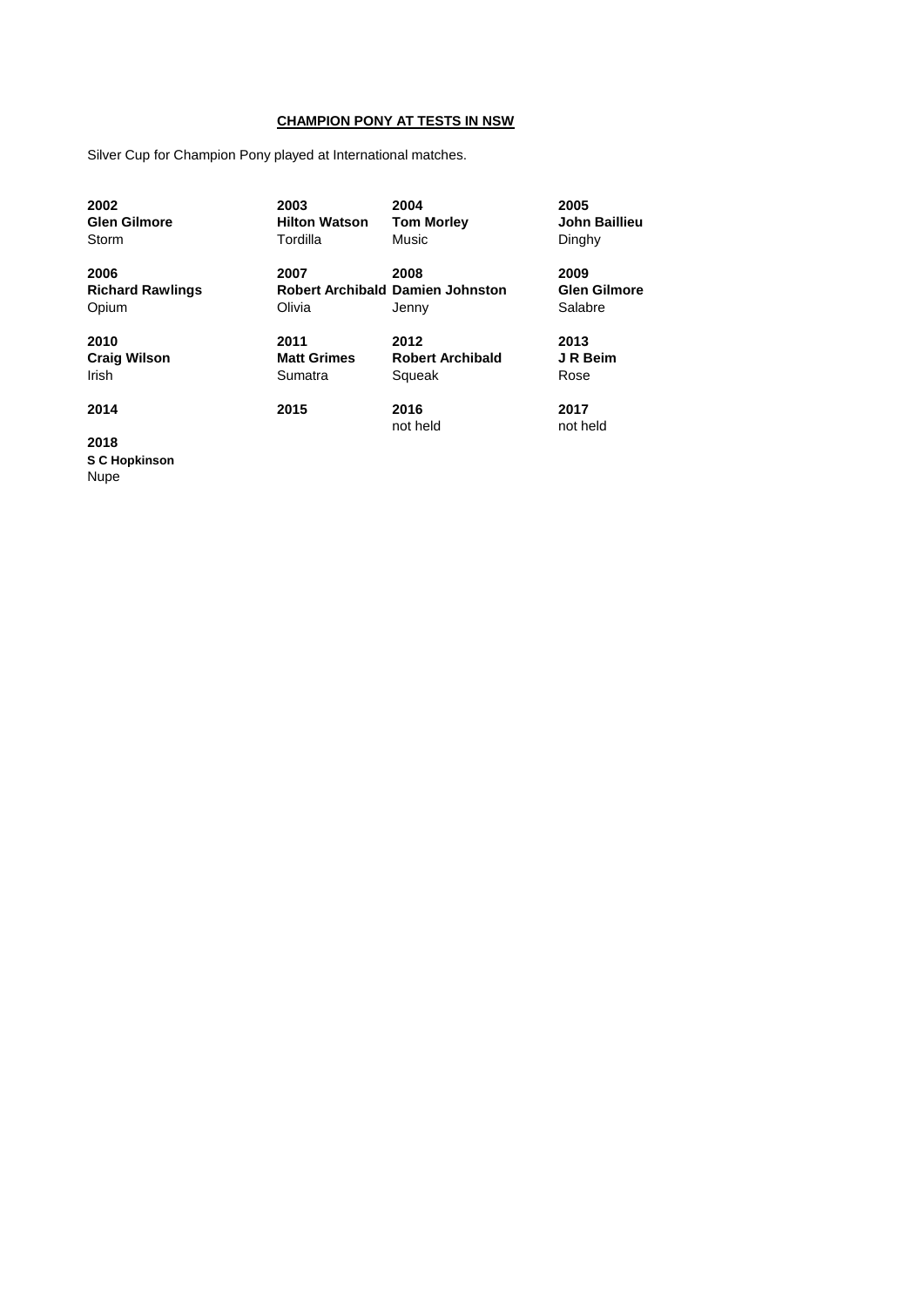**CHAMPION PONY AT TESTS IN NSW**

Silver Cup for Champion Pony played at International matches.

| | | | |
|---|---|---|---|
| **2002** | **2003** | **2004** | **2005** |
| **Glen Gilmore** | **Hilton Watson** | **Tom Morley** | **John Baillieu** |
| Storm | Tordilla | Music | Dinghy |
| **2006** | **2007** | **2008** | **2009** |
| **Richard Rawlings** | **Robert Archibald** | **Damien Johnston** | **Glen Gilmore** |
| Opium | Olivia | Jenny | Salabre |
| **2010** | **2011** | **2012** | **2013** |
| **Craig Wilson** | **Matt Grimes** | **Robert Archibald** | **J R Beim** |
| Irish | Sumatra | Squeak | Rose |
| **2014** | **2015** | **2016** | **2017** |
| | | not held | not held |
| **2018** | | | |
| **S C Hopkinson** | | | |
| Nupe | | | |